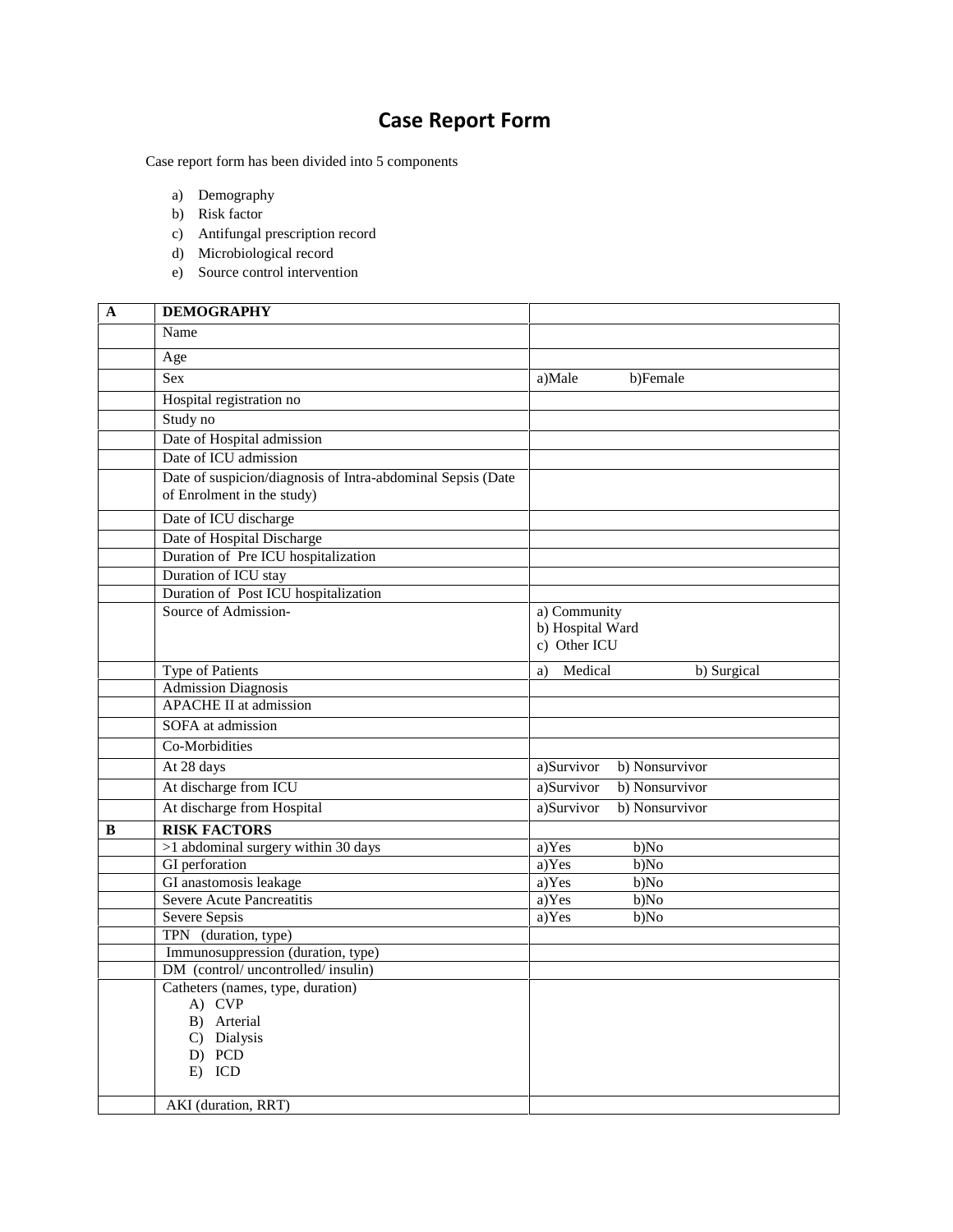# Case Report Form

Case report form has been divided into 5 components

a) Demography
b) Risk factor
c) Antifungal prescription record
d) Microbiological record
e) Source control intervention

| A | DEMOGRAPHY | |
|---|---|---|
| | Name | |
| | Age | |
| | Sex | a)Male b)Female |
| | Hospital registration no | |
| | Study no | |
| | Date of Hospital admission | |
| | Date of ICU admission | |
| | Date of suspicion/diagnosis of Intra-abdominal Sepsis (Date of Enrolment in the study) | |
| | Date of ICU discharge | |
| | Date of Hospital Discharge | |
| | Duration of Pre ICU hospitalization | |
| | Duration of ICU stay | |
| | Duration of Post ICU hospitalization | |
| | Source of Admission- | a) Community<br>b) Hospital Ward<br>c) Other ICU |
| | Type of Patients | a) Medical b) Surgical |
| | Admission Diagnosis | |
| | APACHE II at admission | |
| | SOFA at admission | |
| | Co-Morbidities | |
| | At 28 days | a)Survivor b) Nonsurvivor |
| | At discharge from ICU | a)Survivor b) Nonsurvivor |
| | At discharge from Hospital | a)Survivor b) Nonsurvivor |
| B | RISK FACTORS | |
| | >1 abdominal surgery within 30 days | a)Yes b)No |
| | GI perforation | a)Yes b)No |
| | GI anastomosis leakage | a)Yes b)No |
| | Severe Acute Pancreatitis | a)Yes b)No |
| | Severe Sepsis | a)Yes b)No |
| | TPN (duration, type) | |
| | Immunosuppression (duration, type) | |
| | DM (control/ uncontrolled/ insulin) | |
| | Catheters (names, type, duration)<br>A) CVP<br>B) Arterial<br>C) Dialysis<br>D) PCD<br>E) ICD | |
| | AKI (duration, RRT) | |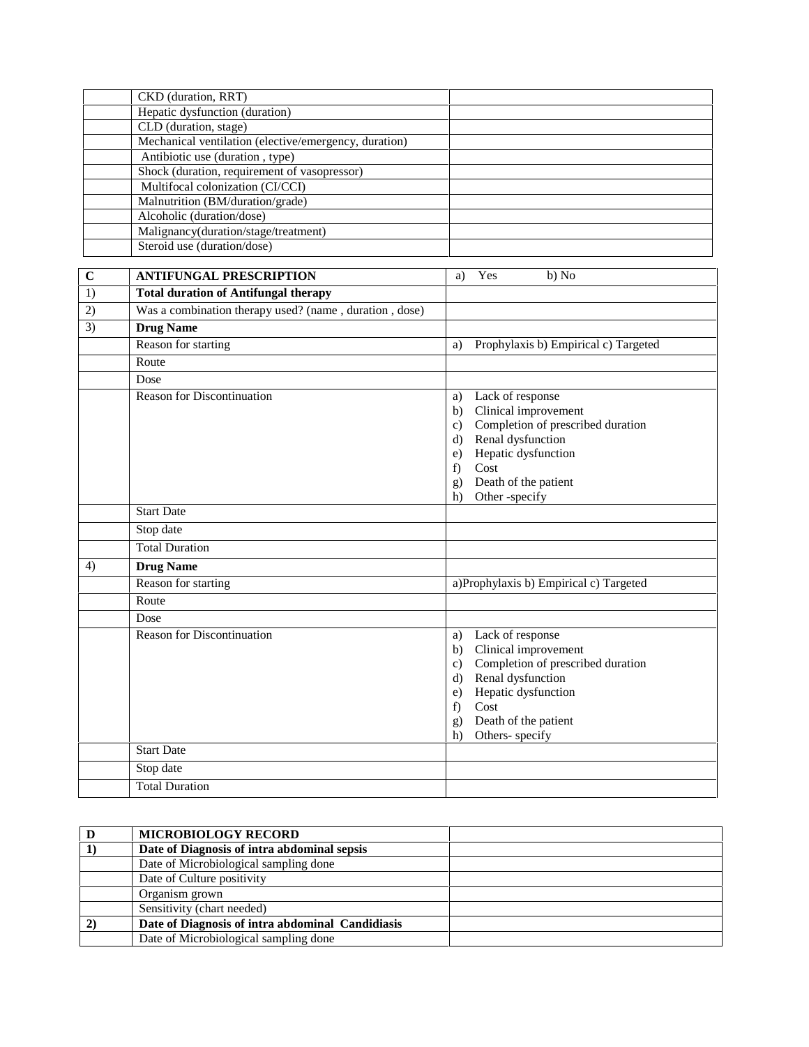| | | |
|---|---|---|
| | CKD (duration, RRT) | |
| | Hepatic dysfunction (duration) | |
| | CLD (duration, stage) | |
| | Mechanical ventilation (elective/emergency, duration) | |
| | Antibiotic use (duration , type) | |
| | Shock (duration, requirement of vasopressor) | |
| | Multifocal colonization (CI/CCI) | |
| | Malnutrition (BM/duration/grade) | |
| | Alcoholic (duration/dose) | |
| | Malignancy(duration/stage/treatment) | |
| | Steroid use (duration/dose) | |

| **C** | **ANTIFUNGAL PRESCRIPTION** | a) Yes b) No |
|---|---|---|
| 1) | **Total duration of Antifungal therapy** | |
| 2) | Was a combination therapy used? (name , duration , dose) | |
| 3) | **Drug Name** | |
| | Reason for starting | a) Prophylaxis b) Empirical c) Targeted |
| | Route | |
| | Dose | |
| | Reason for Discontinuation | a) Lack of response<br>b) Clinical improvement<br>c) Completion of prescribed duration<br>d) Renal dysfunction<br>e) Hepatic dysfunction<br>f) Cost<br>g) Death of the patient<br>h) Other -specify |
| | Start Date | |
| | Stop date | |
| | Total Duration | |
| 4) | **Drug Name** | |
| | Reason for starting | a)Prophylaxis b) Empirical c) Targeted |
| | Route | |
| | Dose | |
| | Reason for Discontinuation | a) Lack of response<br>b) Clinical improvement<br>c) Completion of prescribed duration<br>d) Renal dysfunction<br>e) Hepatic dysfunction<br>f) Cost<br>g) Death of the patient<br>h) Others- specify |
| | Start Date | |
| | Stop date | |
| | Total Duration | |

| **D** | **MICROBIOLOGY RECORD** | |
|---|---|---|
| **1)** | **Date of Diagnosis of intra abdominal sepsis** | |
| | Date of Microbiological sampling done | |
| | Date of Culture positivity | |
| | Organism grown | |
| | Sensitivity (chart needed) | |
| **2)** | **Date of Diagnosis of intra abdominal Candidiasis** | |
| | Date of Microbiological sampling done | |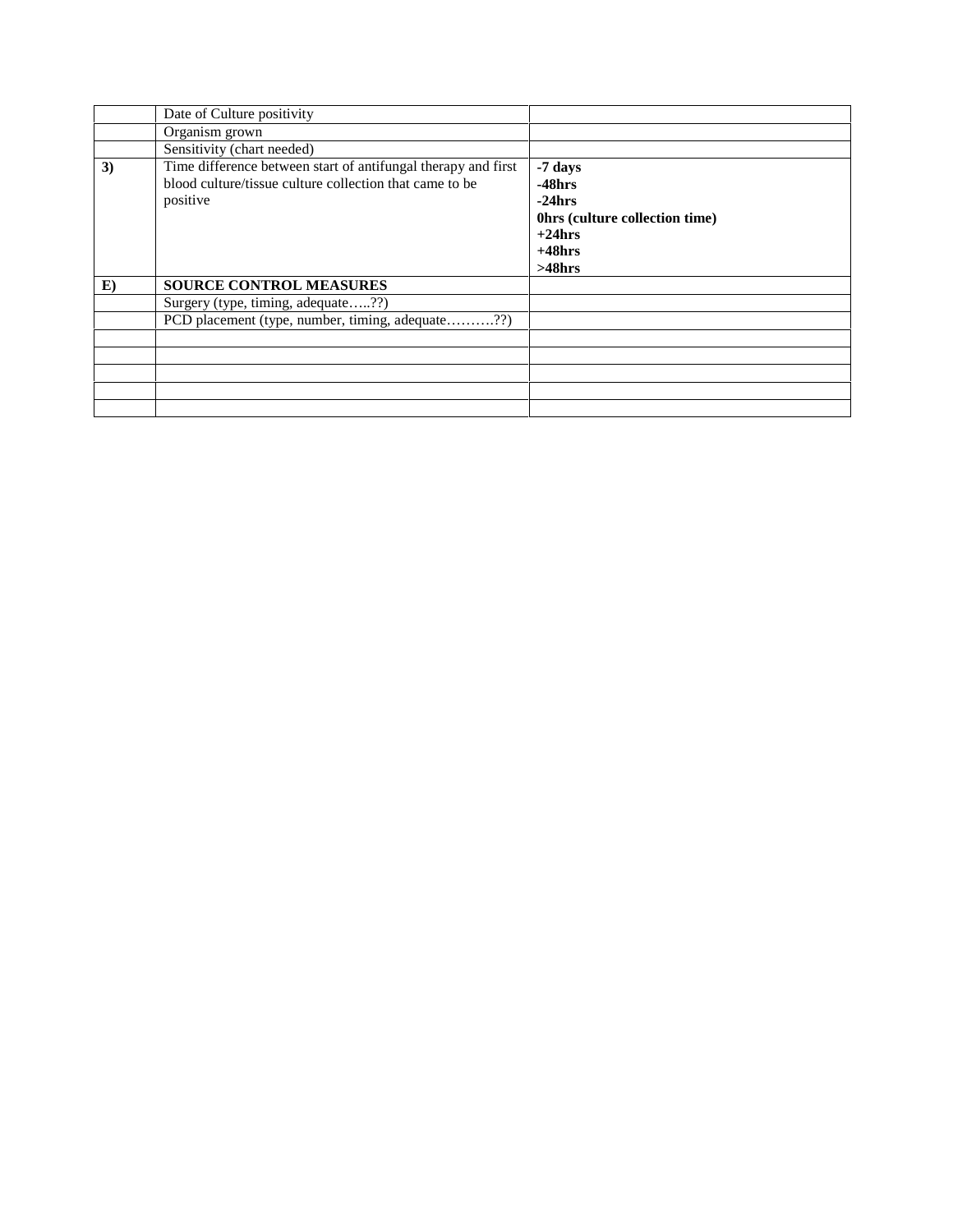| | | |
|---|---|---|
| | Date of Culture positivity | |
| | Organism grown | |
| | Sensitivity (chart needed) | |
| **3)** | Time difference between start of antifungal therapy and first blood culture/tissue culture collection that came to be positive | **-7 days**<br>**-48hrs**<br>**-24hrs**<br>**0hrs (culture collection time)**<br>**+24hrs**<br>**+48hrs**<br>**>48hrs** |
| **E)** | **SOURCE CONTROL MEASURES** | |
| | Surgery (type, timing, adequate…..??) | |
| | PCD placement (type, number, timing, adequate……….??) | |
| | | |
| | | |
| | | |
| | | |
| | | |